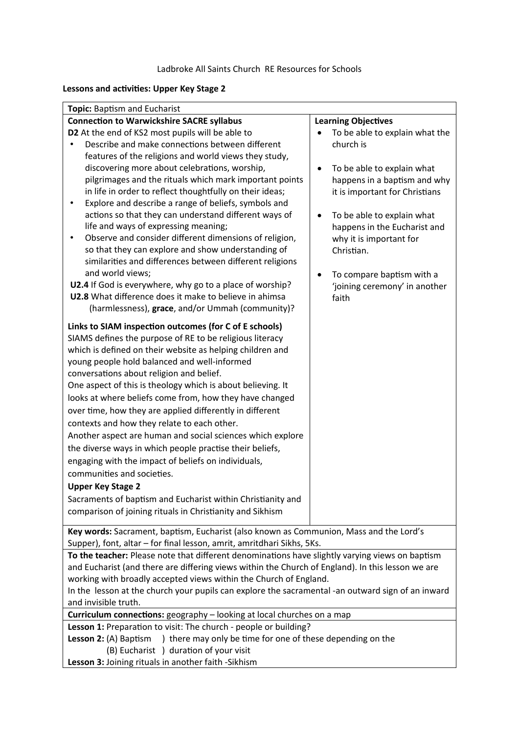Ladbroke All Saints Church RE Resources for Schools

**Lessons and activities: Upper Key Stage 2**

**Topic:** Baptism and Eucharist

| **Connection to Warwickshire SACRE syllabus** | **Learning Objectives** |
|---|---|
| **D2** At the end of KS2 most pupils will be able to<br>• Describe and make connections between different features of the religions and world views they study, discovering more about celebrations, worship, pilgrimages and the rituals which mark important points in life in order to reflect thoughtfully on their ideas;<br>• Explore and describe a range of beliefs, symbols and actions so that they can understand different ways of life and ways of expressing meaning;<br>• Observe and consider different dimensions of religion, so that they can explore and show understanding of similarities and differences between different religions and world views;<br>**U2.4** If God is everywhere, why go to a place of worship?<br>**U2.8** What difference does it make to believe in ahimsa (harmlessness), **grace**, and/or Ummah (community)?<br><br>**Links to SIAM inspection outcomes (for C of E schools)**<br>SIAMS defines the purpose of RE to be religious literacy which is defined on their website as helping children and young people hold balanced and well-informed conversations about religion and belief.<br>One aspect of this is theology which is about believing. It looks at where beliefs come from, how they have changed over time, how they are applied differently in different contexts and how they relate to each other.<br>Another aspect are human and social sciences which explore the diverse ways in which people practise their beliefs, engaging with the impact of beliefs on individuals, communities and societies.<br>**Upper Key Stage 2**<br>Sacraments of baptism and Eucharist within Christianity and comparison of joining rituals in Christianity and Sikhism | • To be able to explain what the church is<br>• To be able to explain what happens in a baptism and why it is important for Christians<br>• To be able to explain what happens in the Eucharist and why it is important for Christian.<br>• To compare baptism with a 'joining ceremony' in another faith |

**Key words:** Sacrament, baptism, Eucharist (also known as Communion, Mass and the Lord's Supper), font, altar – for final lesson, amrit, amritdhari Sikhs, 5Ks.

**To the teacher:** Please note that different denominations have slightly varying views on baptism and Eucharist (and there are differing views within the Church of England). In this lesson we are working with broadly accepted views within the Church of England.
In the lesson at the church your pupils can explore the sacramental -an outward sign of an inward and invisible truth.

**Curriculum connections:** geography – looking at local churches on a map

**Lesson 1:** Preparation to visit: The church - people or building?
**Lesson 2:** (A) Baptism ) there may only be time for one of these depending on the
(B) Eucharist ) duration of your visit
**Lesson 3:** Joining rituals in another faith -Sikhism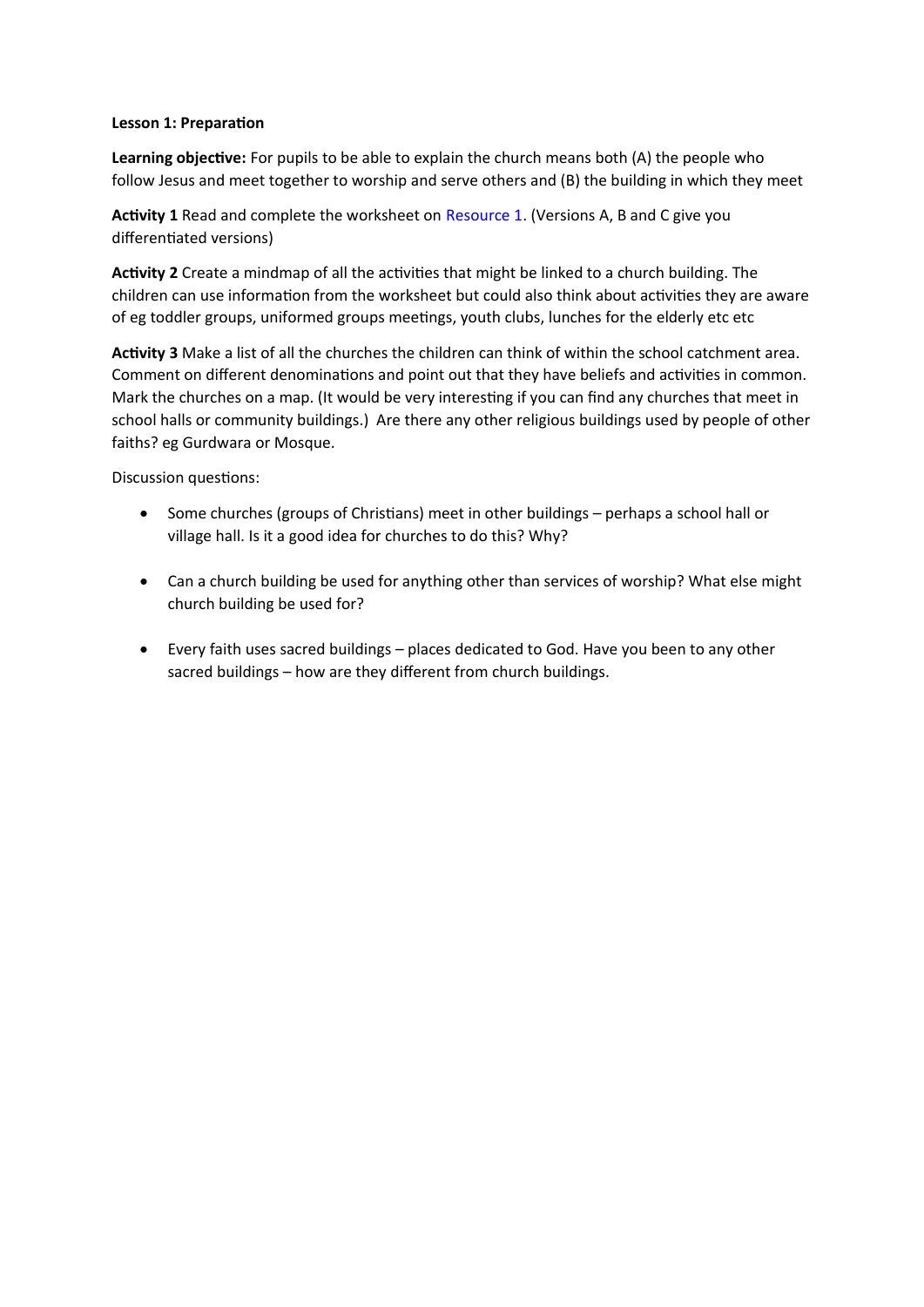**Lesson 1: Preparation**

**Learning objective:** For pupils to be able to explain the church means both (A) the people who follow Jesus and meet together to worship and serve others and (B) the building in which they meet

**Activity 1** Read and complete the worksheet on Resource 1. (Versions A, B and C give you differentiated versions)

**Activity 2** Create a mindmap of all the activities that might be linked to a church building. The children can use information from the worksheet but could also think about activities they are aware of eg toddler groups, uniformed groups meetings, youth clubs, lunches for the elderly etc etc

**Activity 3** Make a list of all the churches the children can think of within the school catchment area. Comment on different denominations and point out that they have beliefs and activities in common. Mark the churches on a map. (It would be very interesting if you can find any churches that meet in school halls or community buildings.) Are there any other religious buildings used by people of other faiths? eg Gurdwara or Mosque.

Discussion questions:

- Some churches (groups of Christians) meet in other buildings – perhaps a school hall or village hall. Is it a good idea for churches to do this? Why?
- Can a church building be used for anything other than services of worship? What else might church building be used for?
- Every faith uses sacred buildings – places dedicated to God. Have you been to any other sacred buildings – how are they different from church buildings.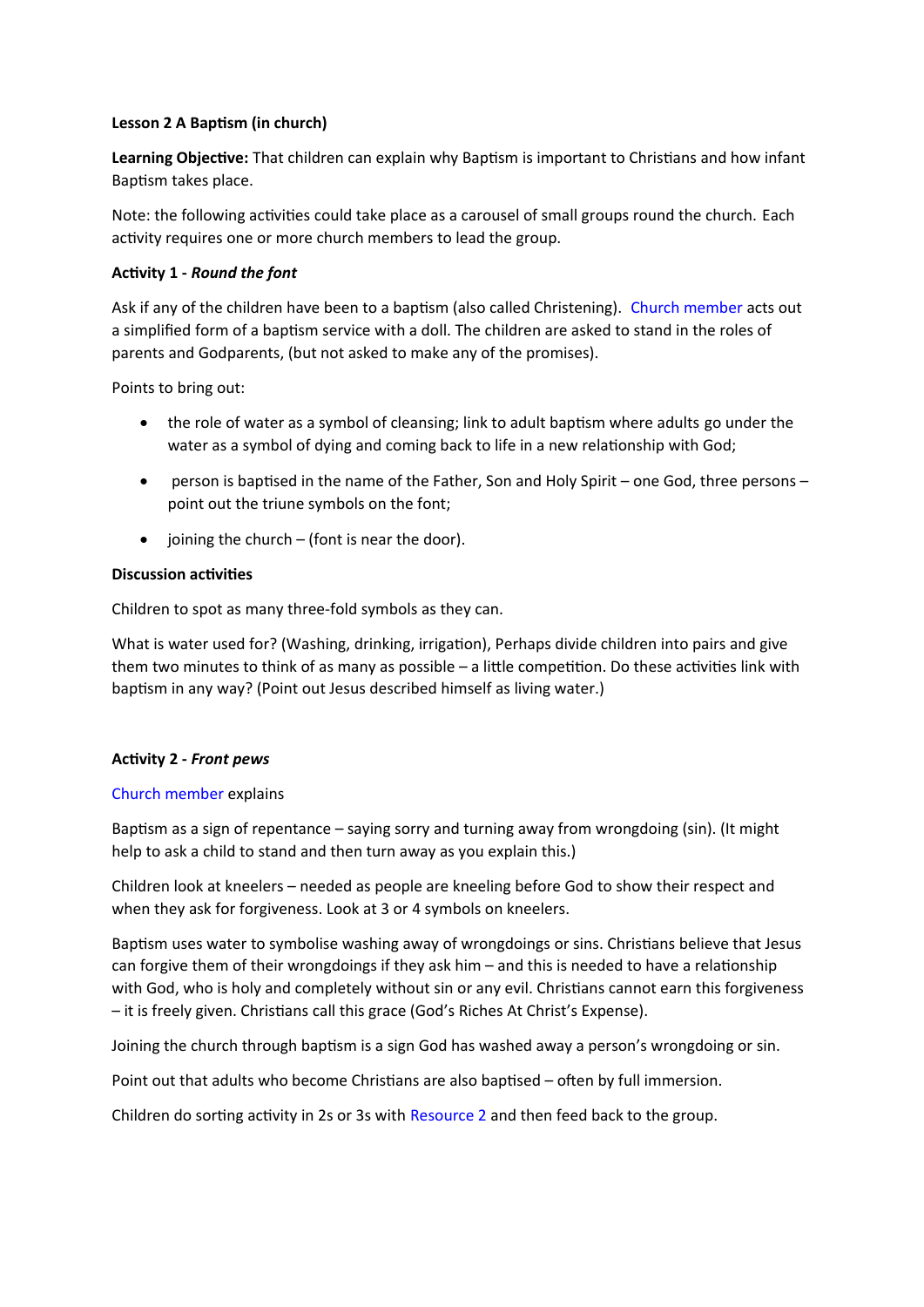**Lesson 2 A Baptism (in church)**

**Learning Objective:** That children can explain why Baptism is important to Christians and how infant Baptism takes place.

Note: the following activities could take place as a carousel of small groups round the church. Each activity requires one or more church members to lead the group.

**Activity 1 - *Round the font***

Ask if any of the children have been to a baptism (also called Christening). Church member acts out a simplified form of a baptism service with a doll. The children are asked to stand in the roles of parents and Godparents, (but not asked to make any of the promises).

Points to bring out:

- the role of water as a symbol of cleansing; link to adult baptism where adults go under the water as a symbol of dying and coming back to life in a new relationship with God;
- person is baptised in the name of the Father, Son and Holy Spirit – one God, three persons – point out the triune symbols on the font;
- joining the church – (font is near the door).

**Discussion activities**

Children to spot as many three-fold symbols as they can.

What is water used for? (Washing, drinking, irrigation), Perhaps divide children into pairs and give them two minutes to think of as many as possible – a little competition. Do these activities link with baptism in any way? (Point out Jesus described himself as living water.)

**Activity 2 - *Front pews***

Church member explains

Baptism as a sign of repentance – saying sorry and turning away from wrongdoing (sin). (It might help to ask a child to stand and then turn away as you explain this.)

Children look at kneelers – needed as people are kneeling before God to show their respect and when they ask for forgiveness. Look at 3 or 4 symbols on kneelers.

Baptism uses water to symbolise washing away of wrongdoings or sins. Christians believe that Jesus can forgive them of their wrongdoings if they ask him – and this is needed to have a relationship with God, who is holy and completely without sin or any evil. Christians cannot earn this forgiveness – it is freely given. Christians call this grace (God's Riches At Christ's Expense).

Joining the church through baptism is a sign God has washed away a person's wrongdoing or sin.

Point out that adults who become Christians are also baptised – often by full immersion.

Children do sorting activity in 2s or 3s with Resource 2 and then feed back to the group.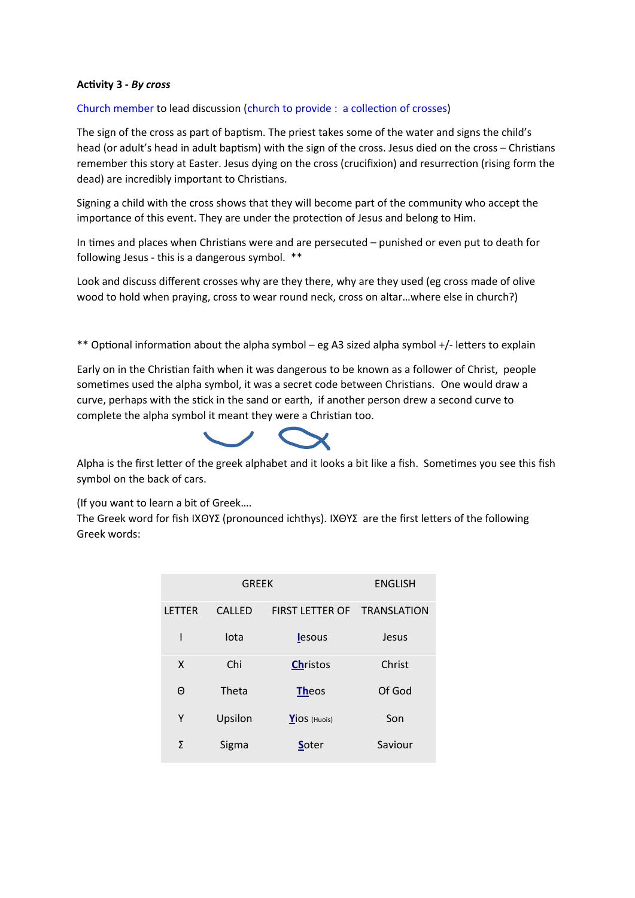**Activity 3 -** ***By cross***

Church member to lead discussion (church to provide : a collection of crosses)

The sign of the cross as part of baptism. The priest takes some of the water and signs the child's head (or adult's head in adult baptism) with the sign of the cross. Jesus died on the cross – Christians remember this story at Easter. Jesus dying on the cross (crucifixion) and resurrection (rising form the dead) are incredibly important to Christians.

Signing a child with the cross shows that they will become part of the community who accept the importance of this event. They are under the protection of Jesus and belong to Him.

In times and places when Christians were and are persecuted – punished or even put to death for following Jesus - this is a dangerous symbol. **

Look and discuss different crosses why are they there, why are they used (eg cross made of olive wood to hold when praying, cross to wear round neck, cross on altar…where else in church?)

** Optional information about the alpha symbol – eg A3 sized alpha symbol +/- letters to explain

Early on in the Christian faith when it was dangerous to be known as a follower of Christ, people sometimes used the alpha symbol, it was a secret code between Christians. One would draw a curve, perhaps with the stick in the sand or earth, if another person drew a second curve to complete the alpha symbol it meant they were a Christian too.

Alpha is the first letter of the greek alphabet and it looks a bit like a fish. Sometimes you see this fish symbol on the back of cars.

(If you want to learn a bit of Greek….
The Greek word for fish ΙΧΘΥΣ (pronounced ichthys). ΙΧΘΥΣ are the first letters of the following Greek words:

| GREEK | | | ENGLISH |
|---|---|---|---|
| LETTER | CALLED | FIRST LETTER OF | TRANSLATION |
| Ι | Iota | **I**esous | Jesus |
| Χ | Chi | **Ch**ristos | Christ |
| Θ | Theta | **Th**eos | Of God |
| Υ | Upsilon | **Y**ios (Huois) | Son |
| Σ | Sigma | **S**oter | Saviour |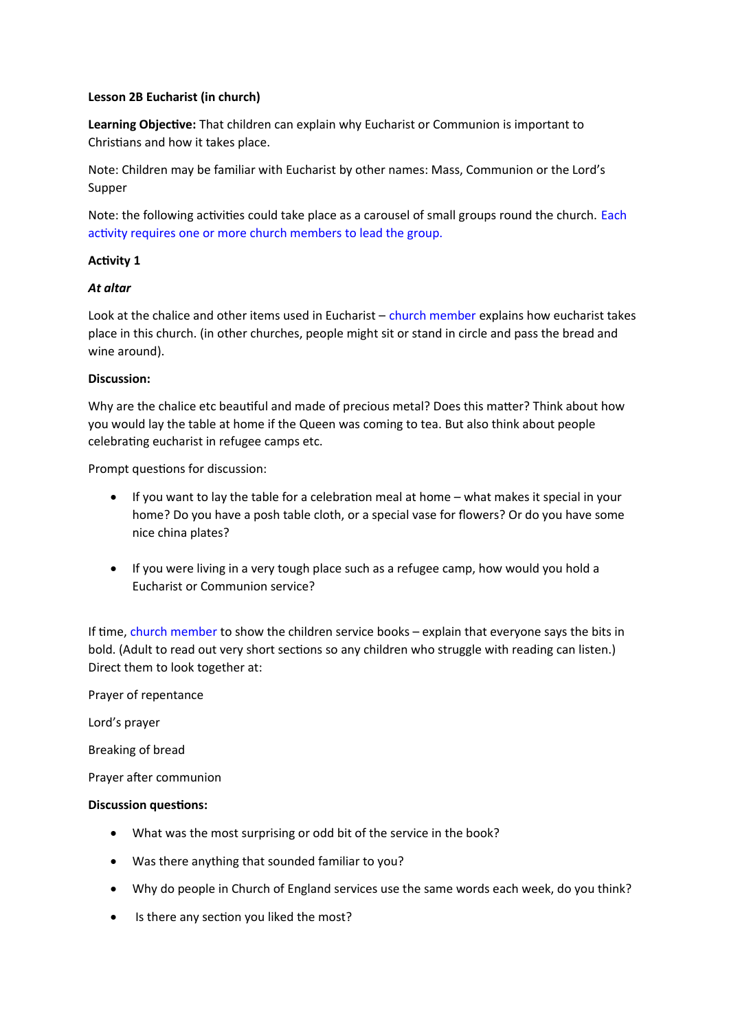**Lesson 2B Eucharist (in church)**

**Learning Objective:** That children can explain why Eucharist or Communion is important to Christians and how it takes place.

Note: Children may be familiar with Eucharist by other names: Mass, Communion or the Lord's Supper

Note: the following activities could take place as a carousel of small groups round the church. Each activity requires one or more church members to lead the group.

**Activity 1**

***At altar***

Look at the chalice and other items used in Eucharist – church member explains how eucharist takes place in this church. (in other churches, people might sit or stand in circle and pass the bread and wine around).

**Discussion:**

Why are the chalice etc beautiful and made of precious metal? Does this matter? Think about how you would lay the table at home if the Queen was coming to tea. But also think about people celebrating eucharist in refugee camps etc.

Prompt questions for discussion:

- If you want to lay the table for a celebration meal at home – what makes it special in your home? Do you have a posh table cloth, or a special vase for flowers? Or do you have some nice china plates?

- If you were living in a very tough place such as a refugee camp, how would you hold a Eucharist or Communion service?

If time, church member to show the children service books – explain that everyone says the bits in bold. (Adult to read out very short sections so any children who struggle with reading can listen.) Direct them to look together at:

Prayer of repentance

Lord's prayer

Breaking of bread

Prayer after communion

**Discussion questions:**

- What was the most surprising or odd bit of the service in the book?
- Was there anything that sounded familiar to you?
- Why do people in Church of England services use the same words each week, do you think?
- Is there any section you liked the most?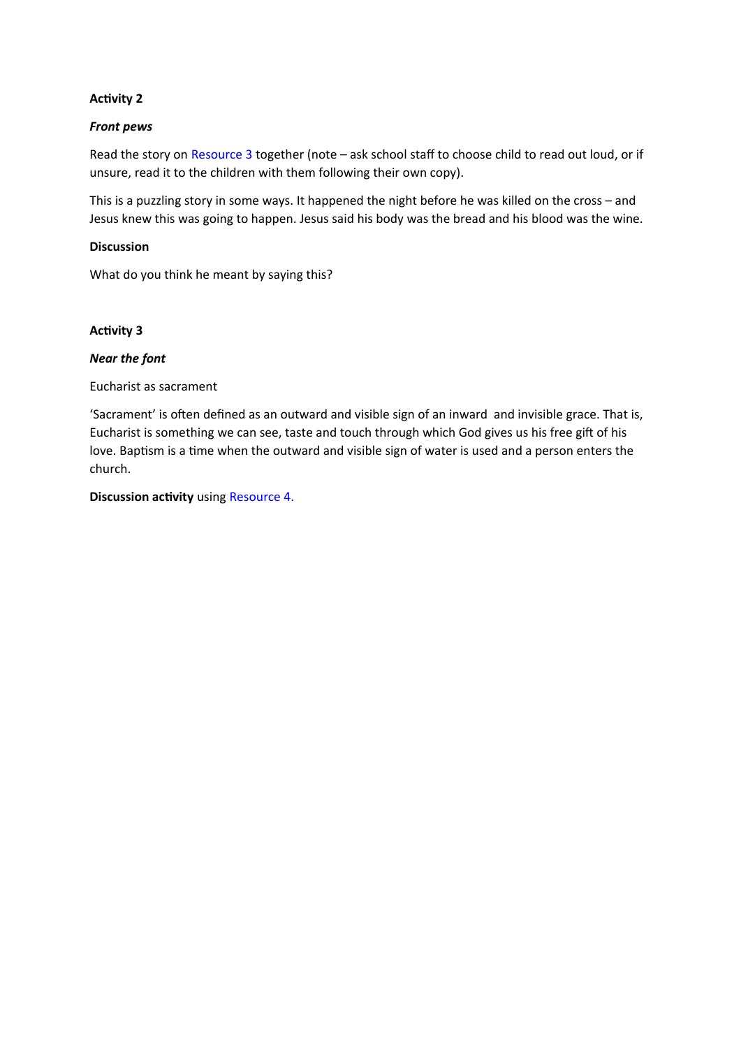**Activity 2**

***Front pews***

Read the story on Resource 3 together (note – ask school staff to choose child to read out loud, or if unsure, read it to the children with them following their own copy).

This is a puzzling story in some ways. It happened the night before he was killed on the cross – and Jesus knew this was going to happen. Jesus said his body was the bread and his blood was the wine.

**Discussion**

What do you think he meant by saying this?

**Activity 3**

***Near the font***

Eucharist as sacrament

'Sacrament' is often defined as an outward and visible sign of an inward and invisible grace. That is, Eucharist is something we can see, taste and touch through which God gives us his free gift of his love. Baptism is a time when the outward and visible sign of water is used and a person enters the church.

**Discussion activity** using Resource 4.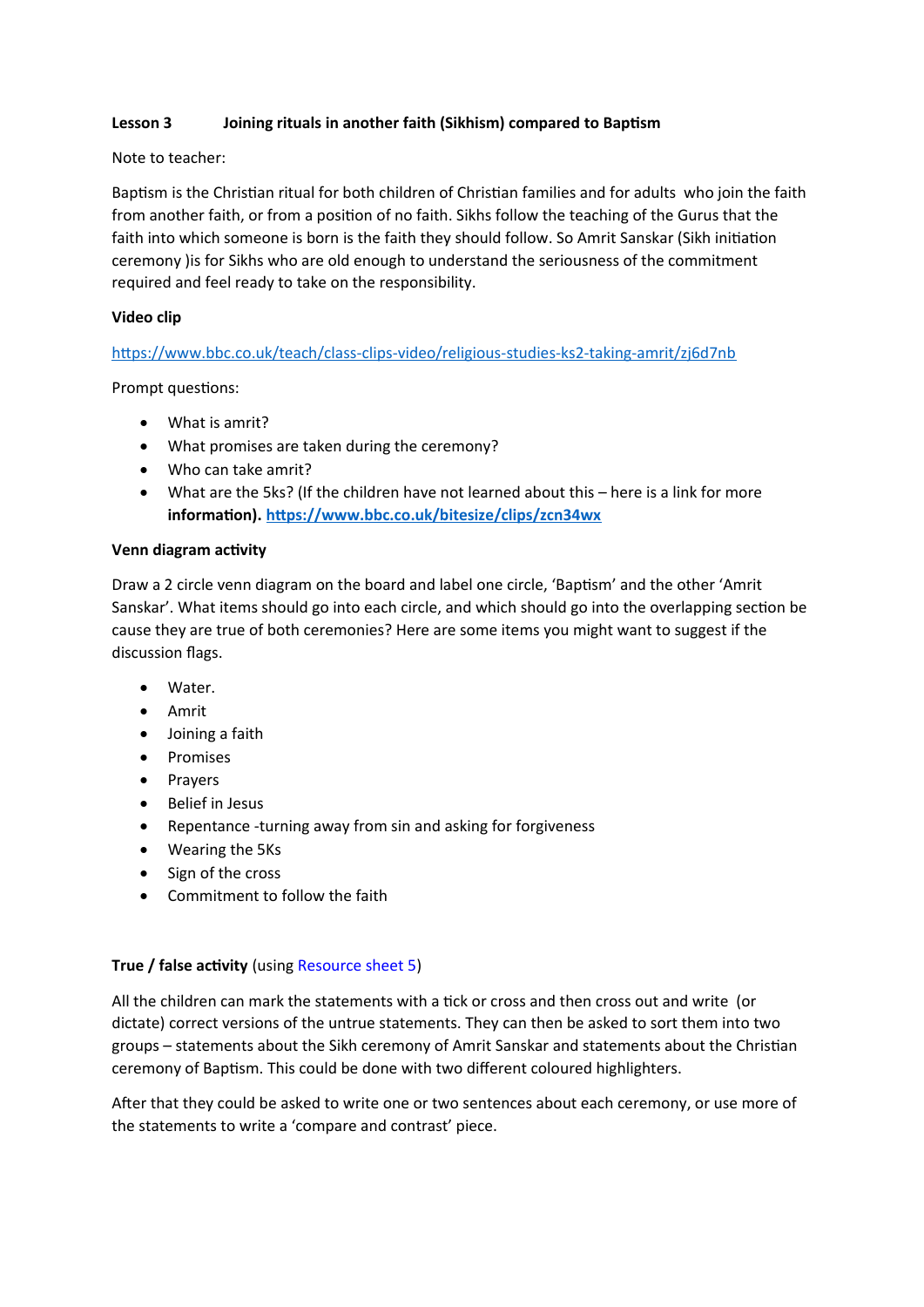**Lesson 3 Joining rituals in another faith (Sikhism) compared to Baptism**

Note to teacher:

Baptism is the Christian ritual for both children of Christian families and for adults who join the faith from another faith, or from a position of no faith. Sikhs follow the teaching of the Gurus that the faith into which someone is born is the faith they should follow. So Amrit Sanskar (Sikh initiation ceremony )is for Sikhs who are old enough to understand the seriousness of the commitment required and feel ready to take on the responsibility.

**Video clip**

https://www.bbc.co.uk/teach/class-clips-video/religious-studies-ks2-taking-amrit/zj6d7nb

Prompt questions:

- What is amrit?
- What promises are taken during the ceremony?
- Who can take amrit?
- What are the 5ks? (If the children have not learned about this – here is a link for more **information). https://www.bbc.co.uk/bitesize/clips/zcn34wx**

**Venn diagram activity**

Draw a 2 circle venn diagram on the board and label one circle, 'Baptism' and the other 'Amrit Sanskar'. What items should go into each circle, and which should go into the overlapping section be cause they are true of both ceremonies? Here are some items you might want to suggest if the discussion flags.

- Water.
- Amrit
- Joining a faith
- Promises
- Prayers
- Belief in Jesus
- Repentance -turning away from sin and asking for forgiveness
- Wearing the 5Ks
- Sign of the cross
- Commitment to follow the faith

**True / false activity** (using Resource sheet 5)

All the children can mark the statements with a tick or cross and then cross out and write (or dictate) correct versions of the untrue statements. They can then be asked to sort them into two groups – statements about the Sikh ceremony of Amrit Sanskar and statements about the Christian ceremony of Baptism. This could be done with two different coloured highlighters.

After that they could be asked to write one or two sentences about each ceremony, or use more of the statements to write a 'compare and contrast' piece.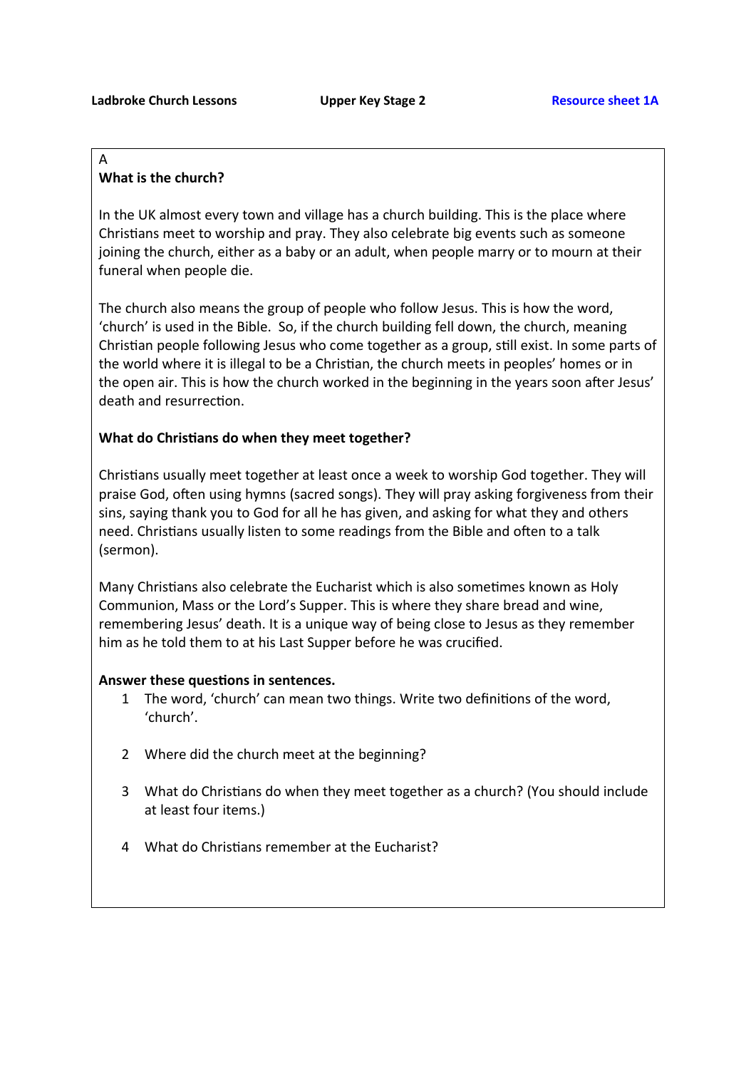A

## What is the church?

In the UK almost every town and village has a church building. This is the place where Christians meet to worship and pray. They also celebrate big events such as someone joining the church, either as a baby or an adult, when people marry or to mourn at their funeral when people die.

The church also means the group of people who follow Jesus. This is how the word, 'church' is used in the Bible. So, if the church building fell down, the church, meaning Christian people following Jesus who come together as a group, still exist. In some parts of the world where it is illegal to be a Christian, the church meets in peoples' homes or in the open air. This is how the church worked in the beginning in the years soon after Jesus' death and resurrection.

## What do Christians do when they meet together?

Christians usually meet together at least once a week to worship God together. They will praise God, often using hymns (sacred songs). They will pray asking forgiveness from their sins, saying thank you to God for all he has given, and asking for what they and others need. Christians usually listen to some readings from the Bible and often to a talk (sermon).

Many Christians also celebrate the Eucharist which is also sometimes known as Holy Communion, Mass or the Lord's Supper. This is where they share bread and wine, remembering Jesus' death. It is a unique way of being close to Jesus as they remember him as he told them to at his Last Supper before he was crucified.

**Answer these questions in sentences.**

1. The word, 'church' can mean two things. Write two definitions of the word, 'church'.
2. Where did the church meet at the beginning?
3. What do Christians do when they meet together as a church? (You should include at least four items.)
4. What do Christians remember at the Eucharist?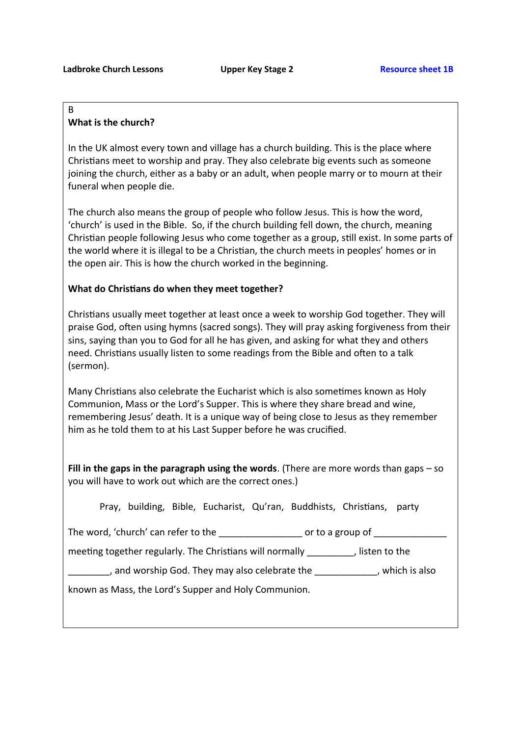B

## What is the church?

In the UK almost every town and village has a church building. This is the place where Christians meet to worship and pray. They also celebrate big events such as someone joining the church, either as a baby or an adult, when people marry or to mourn at their funeral when people die.

The church also means the group of people who follow Jesus. This is how the word, 'church' is used in the Bible. So, if the church building fell down, the church, meaning Christian people following Jesus who come together as a group, still exist. In some parts of the world where it is illegal to be a Christian, the church meets in peoples' homes or in the open air. This is how the church worked in the beginning.

## What do Christians do when they meet together?

Christians usually meet together at least once a week to worship God together. They will praise God, often using hymns (sacred songs). They will pray asking forgiveness from their sins, saying than you to God for all he has given, and asking for what they and others need. Christians usually listen to some readings from the Bible and often to a talk (sermon).

Many Christians also celebrate the Eucharist which is also sometimes known as Holy Communion, Mass or the Lord's Supper. This is where they share bread and wine, remembering Jesus' death. It is a unique way of being close to Jesus as they remember him as he told them to at his Last Supper before he was crucified.

**Fill in the gaps in the paragraph using the words**. (There are more words than gaps – so you will have to work out which are the correct ones.)

Pray, building, Bible, Eucharist, Qu'ran, Buddhists, Christians, party

The word, 'church' can refer to the ________________ or to a group of ______________ meeting together regularly. The Christians will normally _________, listen to the ________, and worship God. They may also celebrate the ____________, which is also known as Mass, the Lord's Supper and Holy Communion.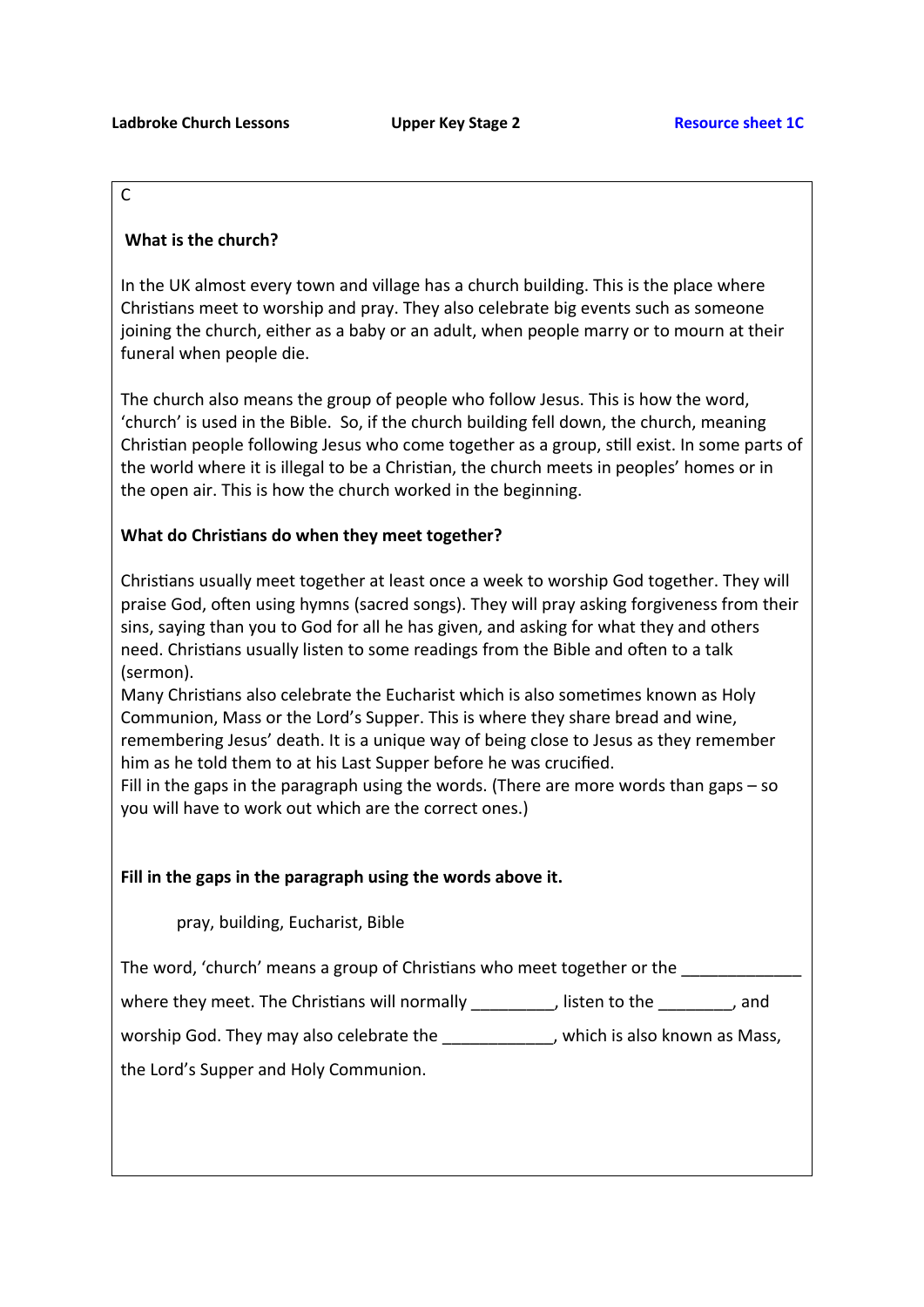C

**What is the church?**

In the UK almost every town and village has a church building. This is the place where Christians meet to worship and pray. They also celebrate big events such as someone joining the church, either as a baby or an adult, when people marry or to mourn at their funeral when people die.

The church also means the group of people who follow Jesus. This is how the word, 'church' is used in the Bible. So, if the church building fell down, the church, meaning Christian people following Jesus who come together as a group, still exist. In some parts of the world where it is illegal to be a Christian, the church meets in peoples' homes or in the open air. This is how the church worked in the beginning.

**What do Christians do when they meet together?**

Christians usually meet together at least once a week to worship God together. They will praise God, often using hymns (sacred songs). They will pray asking forgiveness from their sins, saying than you to God for all he has given, and asking for what they and others need. Christians usually listen to some readings from the Bible and often to a talk (sermon).

Many Christians also celebrate the Eucharist which is also sometimes known as Holy Communion, Mass or the Lord's Supper. This is where they share bread and wine, remembering Jesus' death. It is a unique way of being close to Jesus as they remember him as he told them to at his Last Supper before he was crucified.

Fill in the gaps in the paragraph using the words. (There are more words than gaps – so you will have to work out which are the correct ones.)

**Fill in the gaps in the paragraph using the words above it.**

pray, building, Eucharist, Bible

The word, 'church' means a group of Christians who meet together or the _____________ where they meet. The Christians will normally _________, listen to the ________, and worship God. They may also celebrate the ____________, which is also known as Mass, the Lord's Supper and Holy Communion.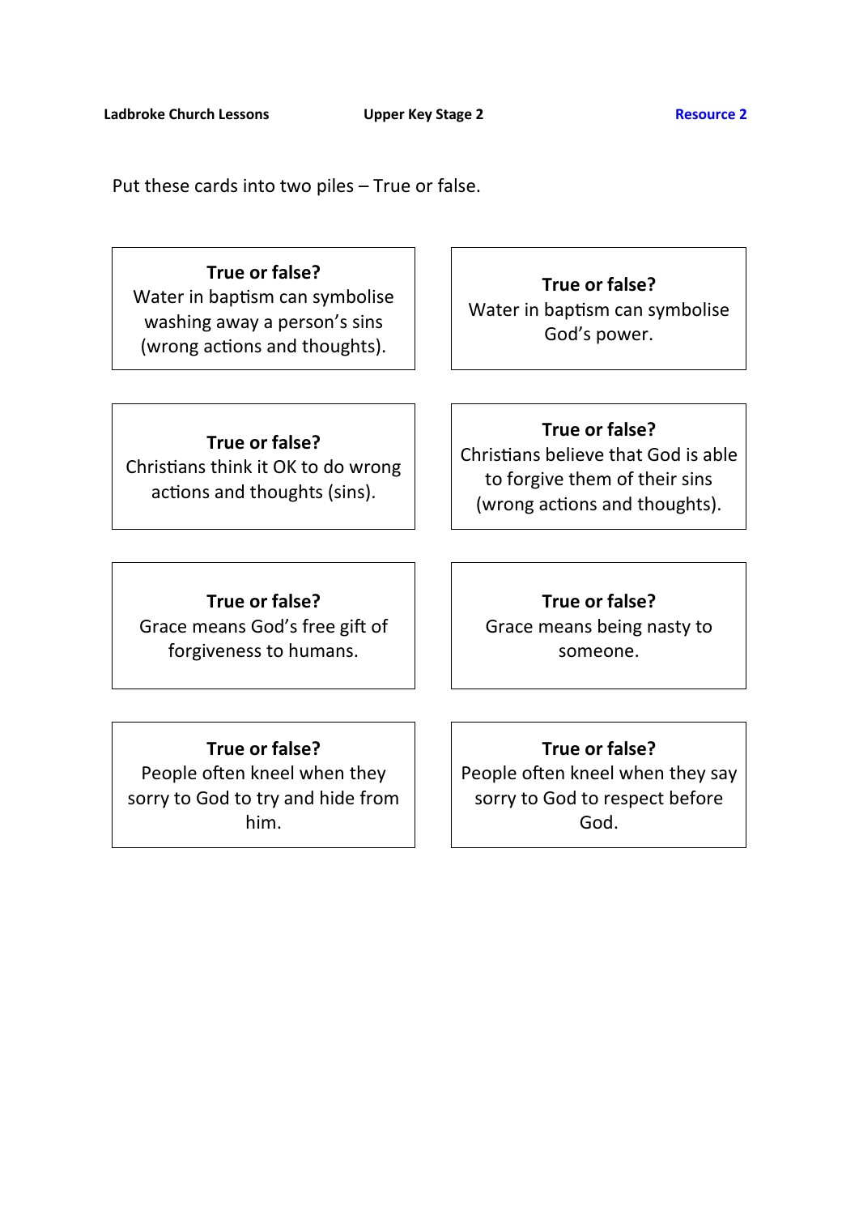Put these cards into two piles – True or false.

**True or false?**
Water in baptism can symbolise washing away a person's sins (wrong actions and thoughts).

**True or false?**
Water in baptism can symbolise God's power.

**True or false?**
Christians think it OK to do wrong actions and thoughts (sins).

**True or false?**
Christians believe that God is able to forgive them of their sins (wrong actions and thoughts).

**True or false?**
Grace means God's free gift of forgiveness to humans.

**True or false?**
Grace means being nasty to someone.

**True or false?**
People often kneel when they sorry to God to try and hide from him.

**True or false?**
People often kneel when they say sorry to God to respect before God.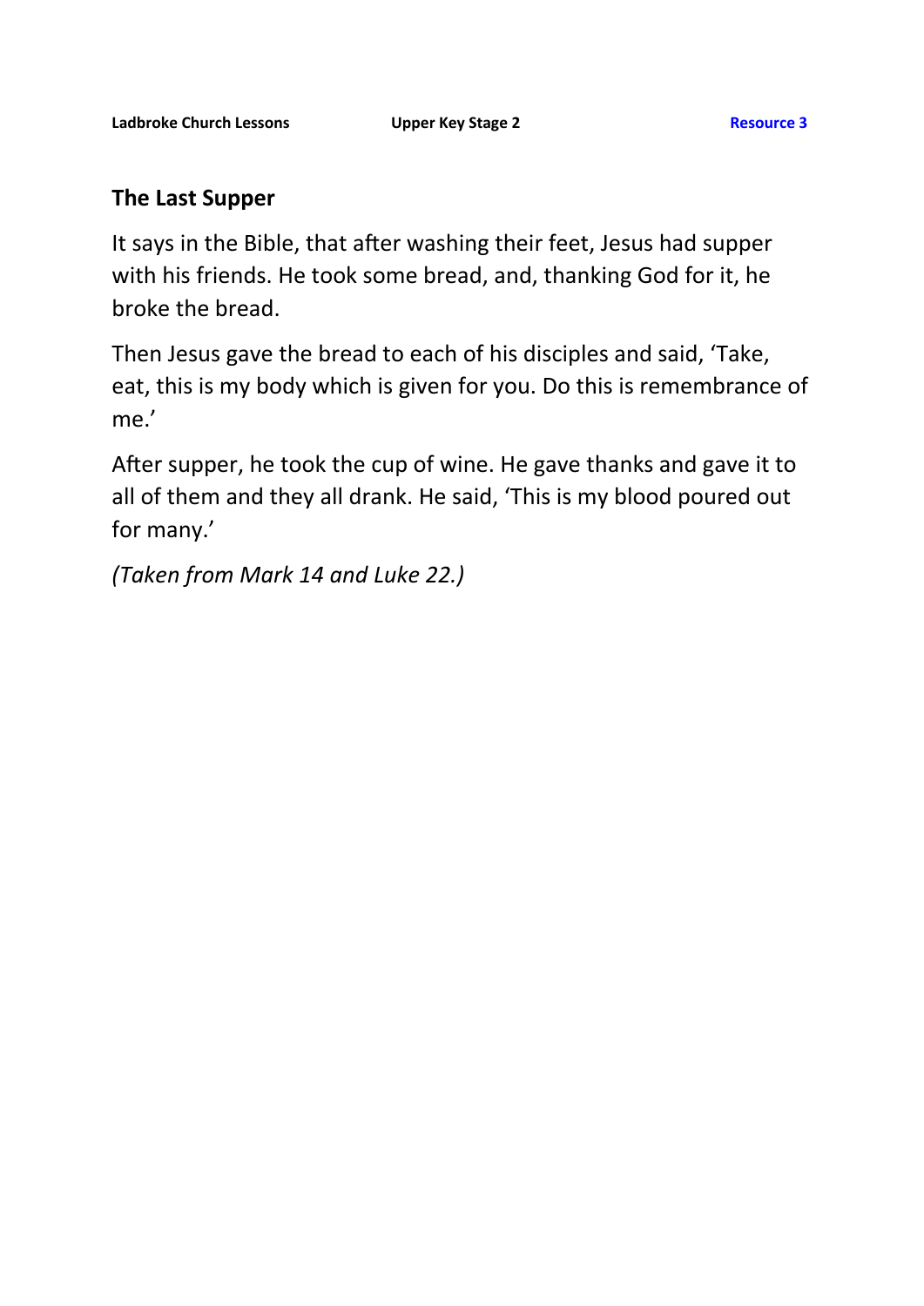## The Last Supper

It says in the Bible, that after washing their feet, Jesus had supper with his friends. He took some bread, and, thanking God for it, he broke the bread.

Then Jesus gave the bread to each of his disciples and said, ‘Take, eat, this is my body which is given for you. Do this is remembrance of me.’

After supper, he took the cup of wine. He gave thanks and gave it to all of them and they all drank. He said, ‘This is my blood poured out for many.’

*(Taken from Mark 14 and Luke 22.)*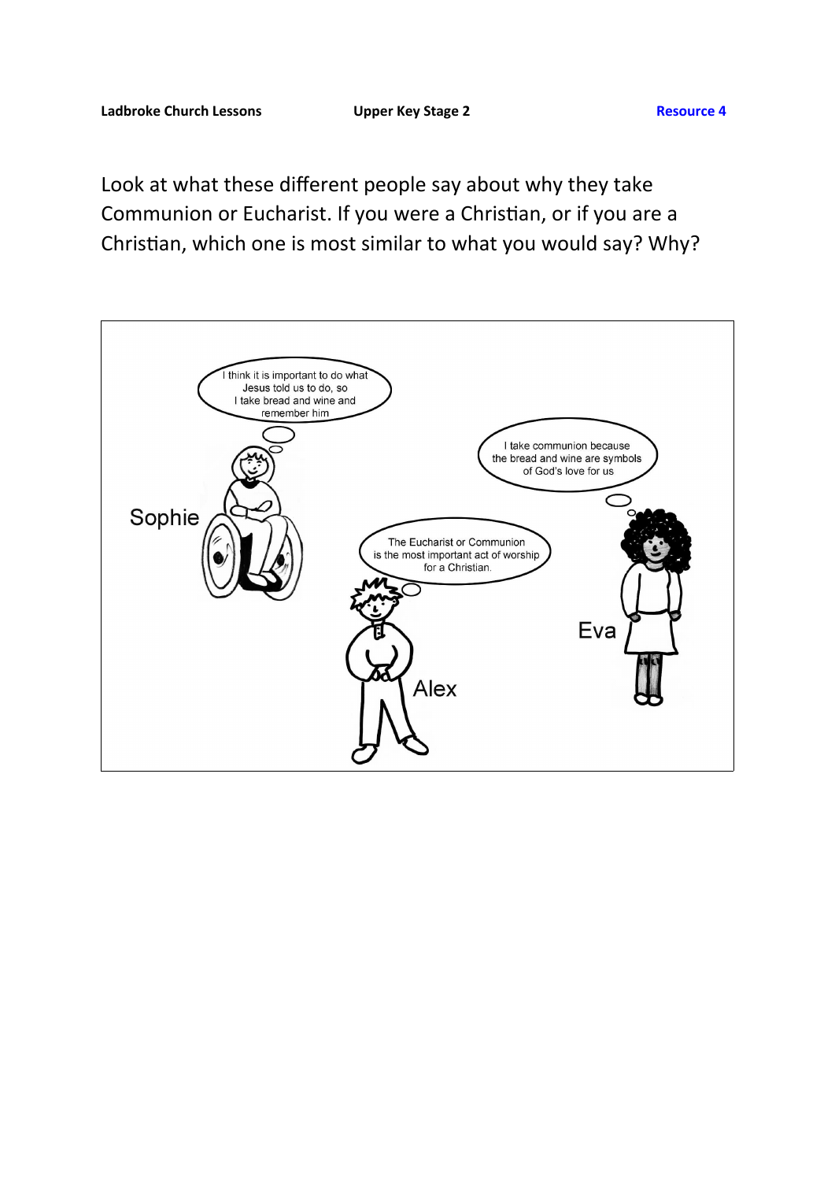Look at what these different people say about why they take Communion or Eucharist. If you were a Christian, or if you are a Christian, which one is most similar to what you would say? Why?

Sophie: I think it is important to do what Jesus told us to do, so I take bread and wine and remember him

Eva: I take communion because the bread and wine are symbols of God's love for us

Alex: The Eucharist or Communion is the most important act of worship for a Christian.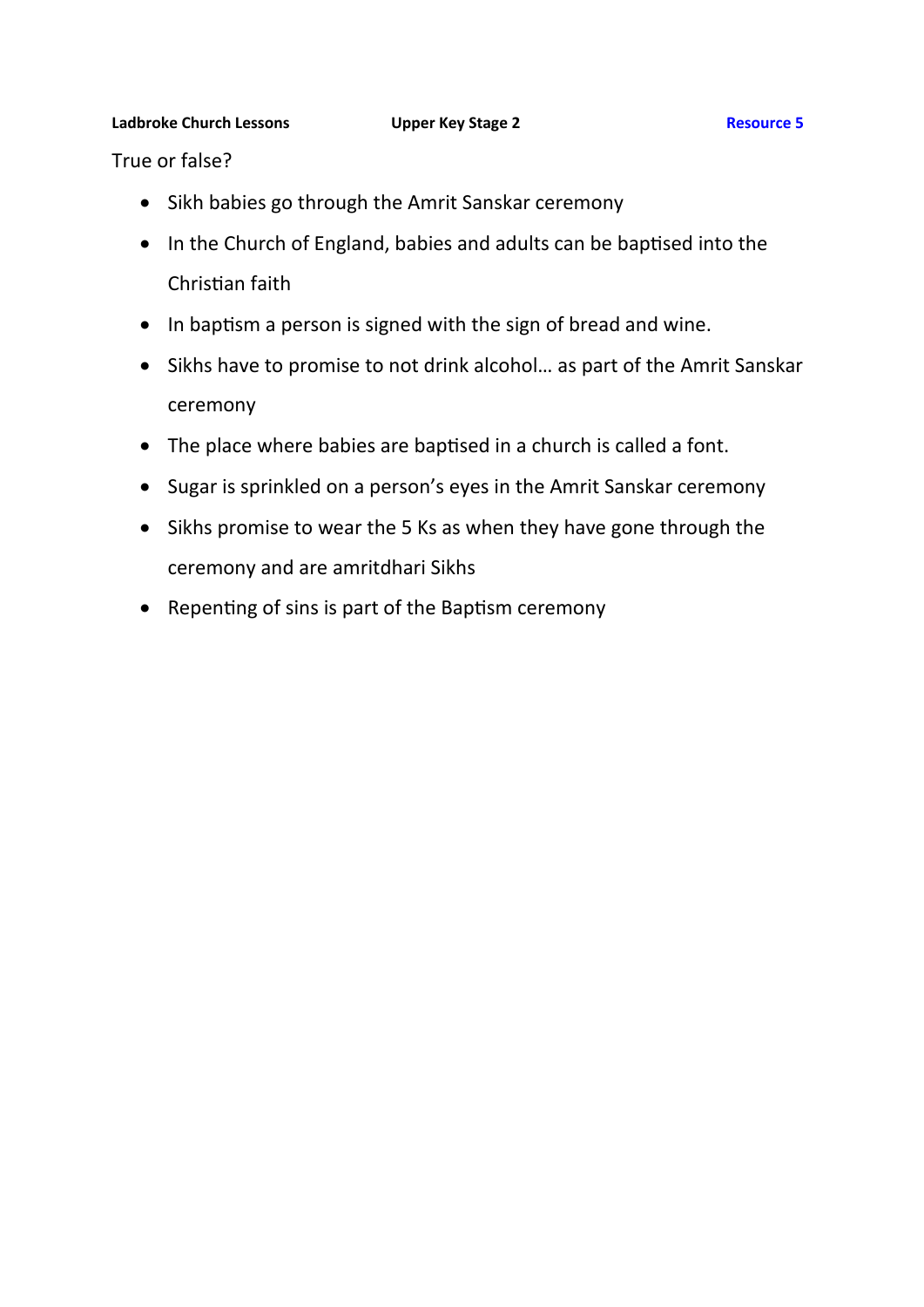True or false?

- Sikh babies go through the Amrit Sanskar ceremony
- In the Church of England, babies and adults can be baptised into the Christian faith
- In baptism a person is signed with the sign of bread and wine.
- Sikhs have to promise to not drink alcohol… as part of the Amrit Sanskar ceremony
- The place where babies are baptised in a church is called a font.
- Sugar is sprinkled on a person's eyes in the Amrit Sanskar ceremony
- Sikhs promise to wear the 5 Ks as when they have gone through the ceremony and are amritdhari Sikhs
- Repenting of sins is part of the Baptism ceremony